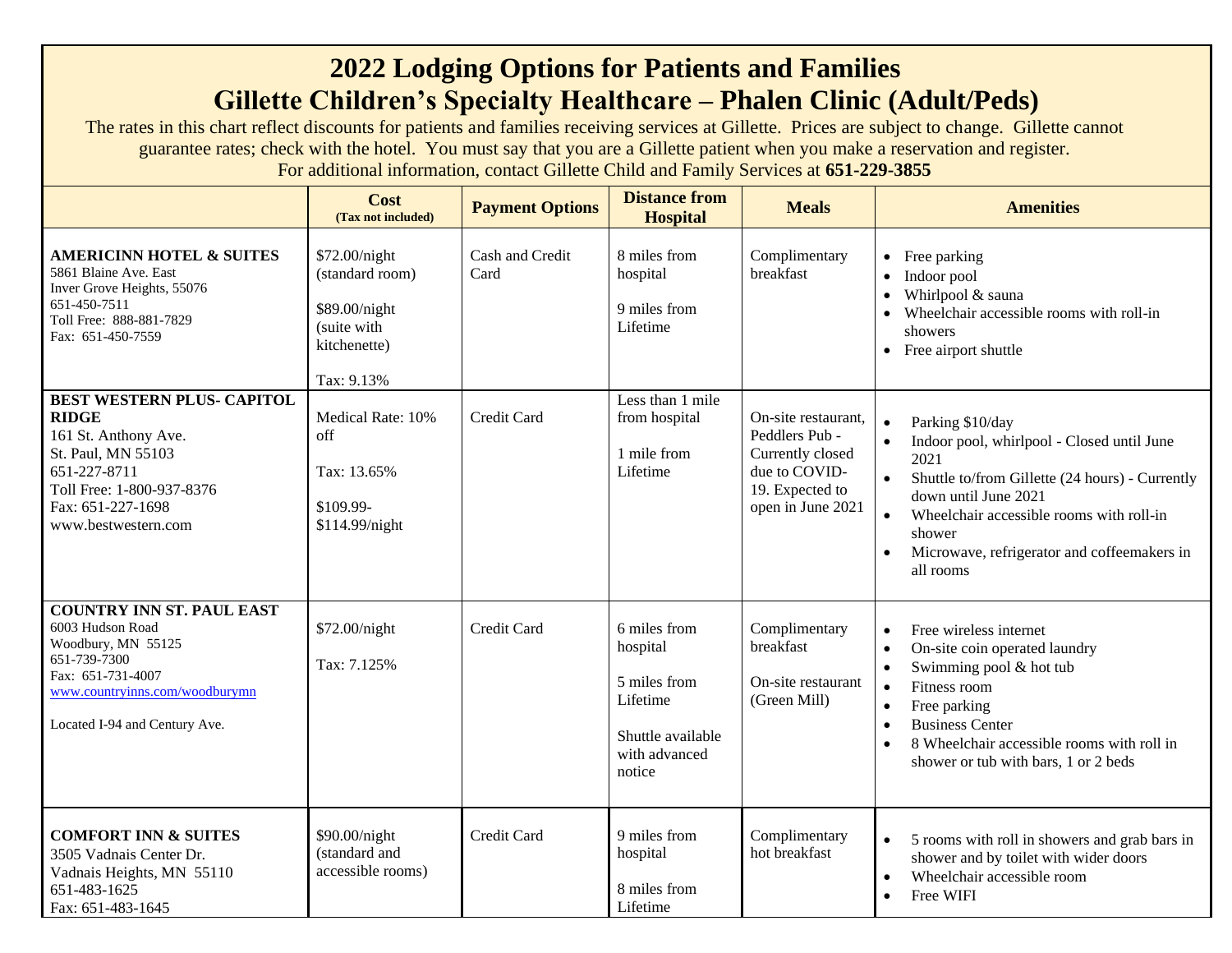# 2022 Lodging Options for Patients and Families

## Gillette Children's Specialty Healthcare – Phalen Clinic (Adult/Peds)

The rates in this chart reflect discounts for patients and families receiving services at Gillette. Prices are subject to change. Gillette cannot guarantee rates; check with the hotel. You must say that you are a Gillette patient when you make a reservation and register. For additional information, contact Gillette Child and Family Services at **651-229-3855**

| | **Cost** (Tax not included) | **Payment Options** | **Distance from Hospital** | **Meals** | **Amenities** |
|---|---|---|---|---|---|
| **AMERICINN HOTEL & SUITES**<br>5861 Blaine Ave. East<br>Inver Grove Heights, 55076<br>651-450-7511<br>Toll Free: 888-881-7829<br>Fax: 651-450-7559 | $72.00/night (standard room)<br><br>$89.00/night (suite with kitchenette)<br><br>Tax: 9.13% | Cash and Credit Card | 8 miles from hospital<br><br>9 miles from Lifetime | Complimentary breakfast | • Free parking<br>• Indoor pool<br>• Whirlpool & sauna<br>• Wheelchair accessible rooms with roll-in showers<br>• Free airport shuttle |
| **BEST WESTERN PLUS- CAPITOL RIDGE**<br>161 St. Anthony Ave.<br>St. Paul, MN 55103<br>651-227-8711<br>Toll Free: 1-800-937-8376<br>Fax: 651-227-1698<br>www.bestwestern.com | Medical Rate: 10% off<br><br>Tax: 13.65%<br><br>$109.99-$114.99/night | Credit Card | Less than 1 mile from hospital<br><br>1 mile from Lifetime | On-site restaurant, Peddlers Pub - Currently closed due to COVID-19. Expected to open in June 2021 | • Parking $10/day<br>• Indoor pool, whirlpool - Closed until June 2021<br>• Shuttle to/from Gillette (24 hours) - Currently down until June 2021<br>• Wheelchair accessible rooms with roll-in shower<br>• Microwave, refrigerator and coffeemakers in all rooms |
| **COUNTRY INN ST. PAUL EAST**<br>6003 Hudson Road<br>Woodbury, MN 55125<br>651-739-7300<br>Fax: 651-731-4007<br>www.countryinns.com/woodburymn<br><br>Located I-94 and Century Ave. | $72.00/night<br><br>Tax: 7.125% | Credit Card | 6 miles from hospital<br><br>5 miles from Lifetime<br><br>Shuttle available with advanced notice | Complimentary breakfast<br><br>On-site restaurant (Green Mill) | • Free wireless internet<br>• On-site coin operated laundry<br>• Swimming pool & hot tub<br>• Fitness room<br>• Free parking<br>• Business Center<br>• 8 Wheelchair accessible rooms with roll in shower or tub with bars, 1 or 2 beds |
| **COMFORT INN & SUITES**<br>3505 Vadnais Center Dr.<br>Vadnais Heights, MN 55110<br>651-483-1625<br>Fax: 651-483-1645 | $90.00/night (standard and accessible rooms) | Credit Card | 9 miles from hospital<br><br>8 miles from Lifetime | Complimentary hot breakfast | • 5 rooms with roll in showers and grab bars in shower and by toilet with wider doors<br>• Wheelchair accessible room<br>• Free WIFI |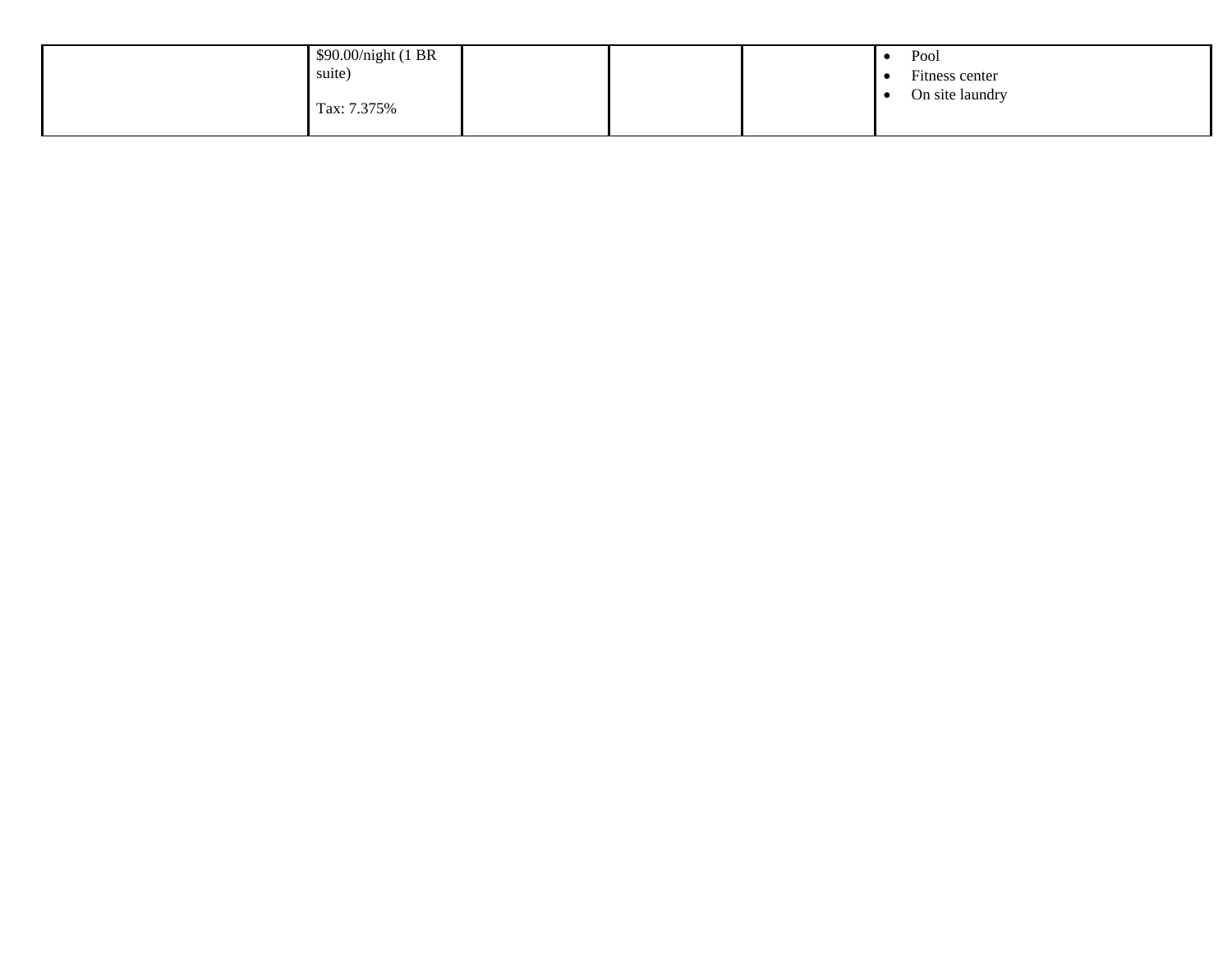| | | | | | |
|---|---|---|---|---|---|
| | $90.00/night (1 BR suite)<br><br>Tax: 7.375% | | | | • Pool<br>• Fitness center<br>• On site laundry |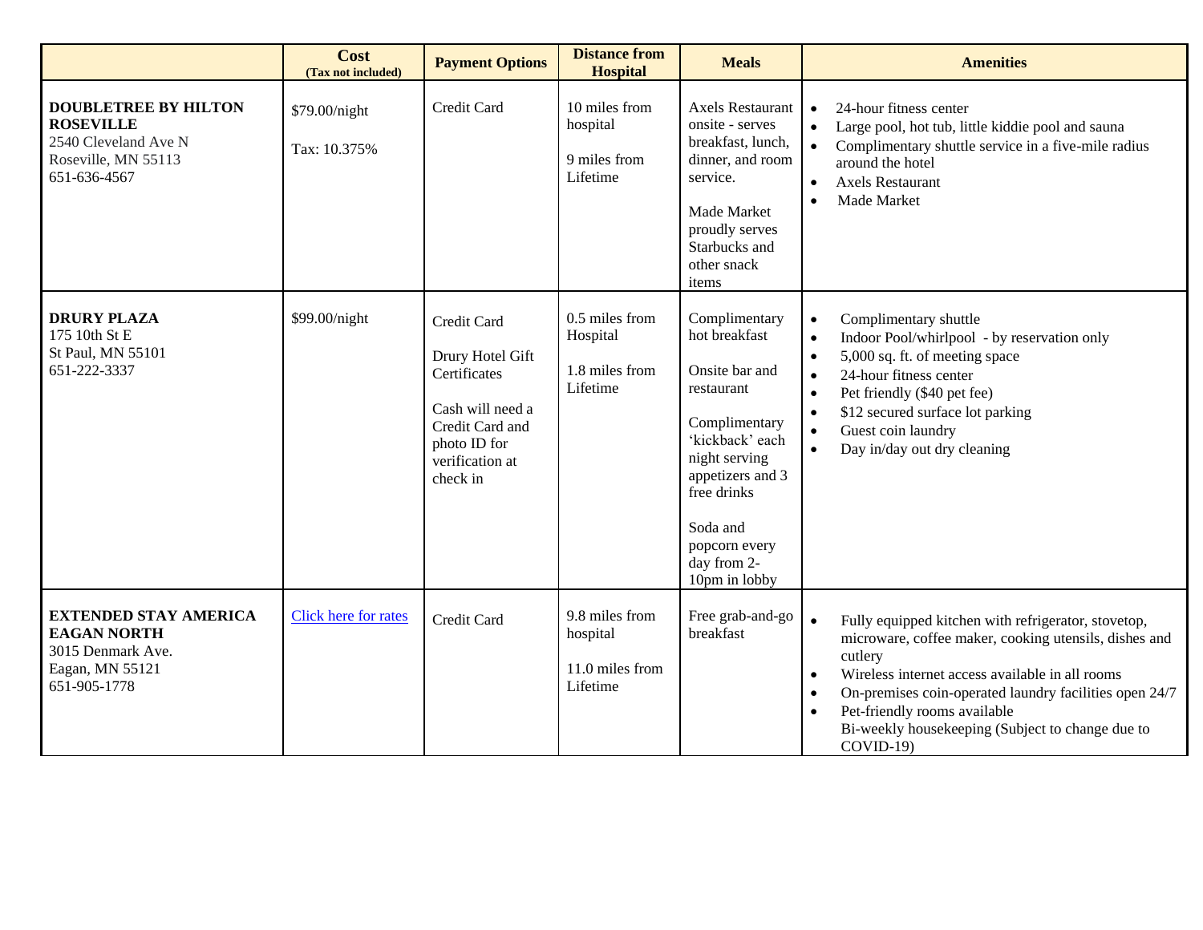| | Cost (Tax not included) | Payment Options | Distance from Hospital | Meals | Amenities |
|---|---|---|---|---|---|
| **DOUBLETREE BY HILTON ROSEVILLE**<br>2540 Cleveland Ave N<br>Roseville, MN 55113<br>651-636-4567 | $79.00/night<br><br>Tax: 10.375% | Credit Card | 10 miles from hospital<br><br>9 miles from Lifetime | Axels Restaurant onsite - serves breakfast, lunch, dinner, and room service.<br><br>Made Market proudly serves Starbucks and other snack items | • 24-hour fitness center<br>• Large pool, hot tub, little kiddie pool and sauna<br>• Complimentary shuttle service in a five-mile radius around the hotel<br>• Axels Restaurant<br>• Made Market |
| **DRURY PLAZA**<br>175 10th St E<br>St Paul, MN 55101<br>651-222-3337 | $99.00/night | Credit Card<br><br>Drury Hotel Gift Certificates<br><br>Cash will need a Credit Card and photo ID for verification at check in | 0.5 miles from Hospital<br><br>1.8 miles from Lifetime | Complimentary hot breakfast<br><br>Onsite bar and restaurant<br><br>Complimentary 'kickback' each night serving appetizers and 3 free drinks<br><br>Soda and popcorn every day from 2-10pm in lobby | • Complimentary shuttle<br>• Indoor Pool/whirlpool - by reservation only<br>• 5,000 sq. ft. of meeting space<br>• 24-hour fitness center<br>• Pet friendly ($40 pet fee)<br>• $12 secured surface lot parking<br>• Guest coin laundry<br>• Day in/day out dry cleaning |
| **EXTENDED STAY AMERICA EAGAN NORTH**<br>3015 Denmark Ave.<br>Eagan, MN 55121<br>651-905-1778 | Click here for rates | Credit Card | 9.8 miles from hospital<br><br>11.0 miles from Lifetime | Free grab-and-go breakfast | • Fully equipped kitchen with refrigerator, stovetop, microware, coffee maker, cooking utensils, dishes and cutlery<br>• Wireless internet access available in all rooms<br>• On-premises coin-operated laundry facilities open 24/7<br>• Pet-friendly rooms available<br>Bi-weekly housekeeping (Subject to change due to COVID-19) |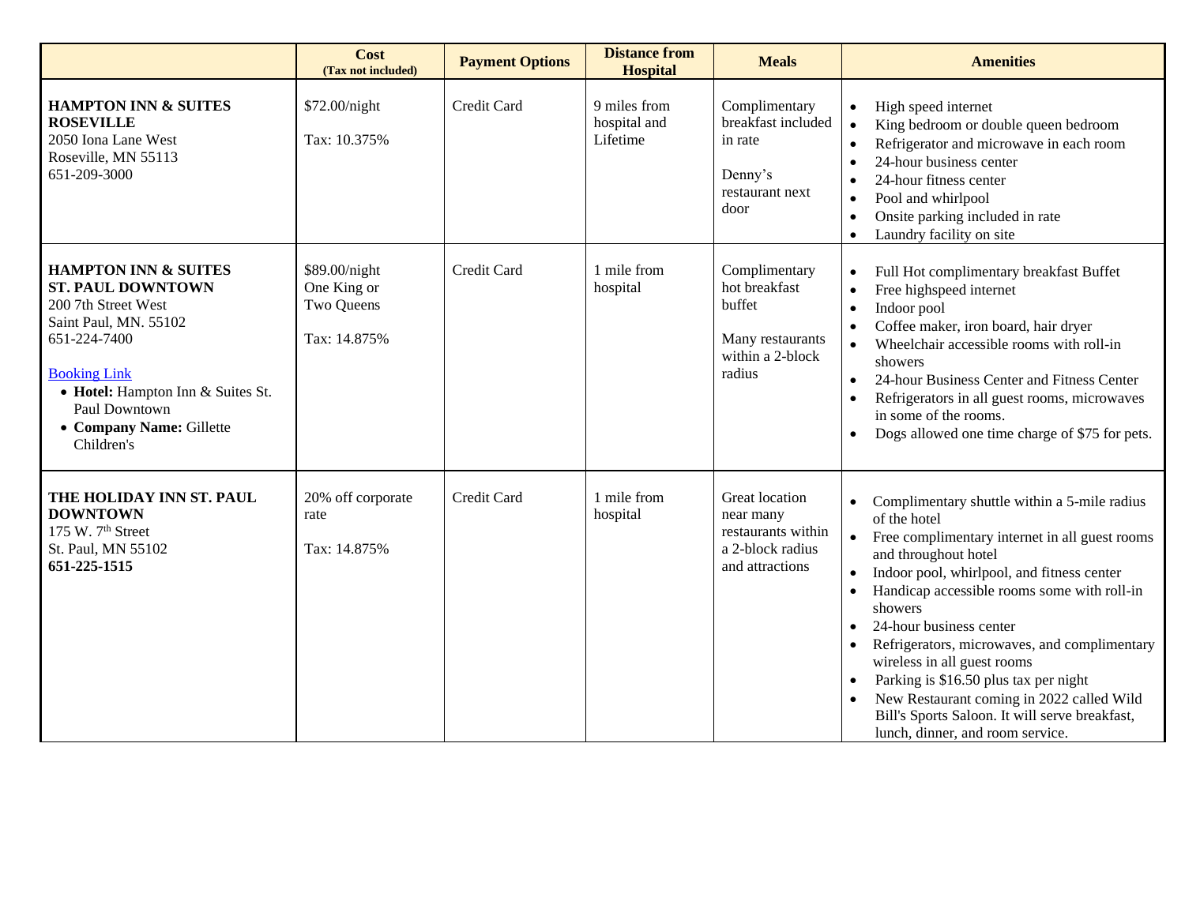| | Cost (Tax not included) | Payment Options | Distance from Hospital | Meals | Amenities |
|---|---|---|---|---|---|
| **HAMPTON INN & SUITES ROSEVILLE**<br>2050 Iona Lane West<br>Roseville, MN 55113<br>651-209-3000 | $72.00/night<br><br>Tax: 10.375% | Credit Card | 9 miles from hospital and Lifetime | Complimentary breakfast included in rate<br><br>Denny's restaurant next door | • High speed internet<br>• King bedroom or double queen bedroom<br>• Refrigerator and microwave in each room<br>• 24-hour business center<br>• 24-hour fitness center<br>• Pool and whirlpool<br>• Onsite parking included in rate<br>• Laundry facility on site |
| **HAMPTON INN & SUITES ST. PAUL DOWNTOWN**<br>200 7th Street West<br>Saint Paul, MN. 55102<br>651-224-7400<br><br>Booking Link<br>• **Hotel:** Hampton Inn & Suites St. Paul Downtown<br>• **Company Name:** Gillette Children's | $89.00/night<br>One King or Two Queens<br><br>Tax: 14.875% | Credit Card | 1 mile from hospital | Complimentary hot breakfast buffet<br><br>Many restaurants within a 2-block radius | • Full Hot complimentary breakfast Buffet<br>• Free highspeed internet<br>• Indoor pool<br>• Coffee maker, iron board, hair dryer<br>• Wheelchair accessible rooms with roll-in showers<br>• 24-hour Business Center and Fitness Center<br>• Refrigerators in all guest rooms, microwaves in some of the rooms.<br>• Dogs allowed one time charge of $75 for pets. |
| **THE HOLIDAY INN ST. PAUL DOWNTOWN**<br>175 W. 7th Street<br>St. Paul, MN 55102<br>**651-225-1515** | 20% off corporate rate<br><br>Tax: 14.875% | Credit Card | 1 mile from hospital | Great location near many restaurants within a 2-block radius and attractions | • Complimentary shuttle within a 5-mile radius of the hotel<br>• Free complimentary internet in all guest rooms and throughout hotel<br>• Indoor pool, whirlpool, and fitness center<br>• Handicap accessible rooms some with roll-in showers<br>• 24-hour business center<br>• Refrigerators, microwaves, and complimentary wireless in all guest rooms<br>• Parking is $16.50 plus tax per night<br>• New Restaurant coming in 2022 called Wild Bill's Sports Saloon. It will serve breakfast, lunch, dinner, and room service. |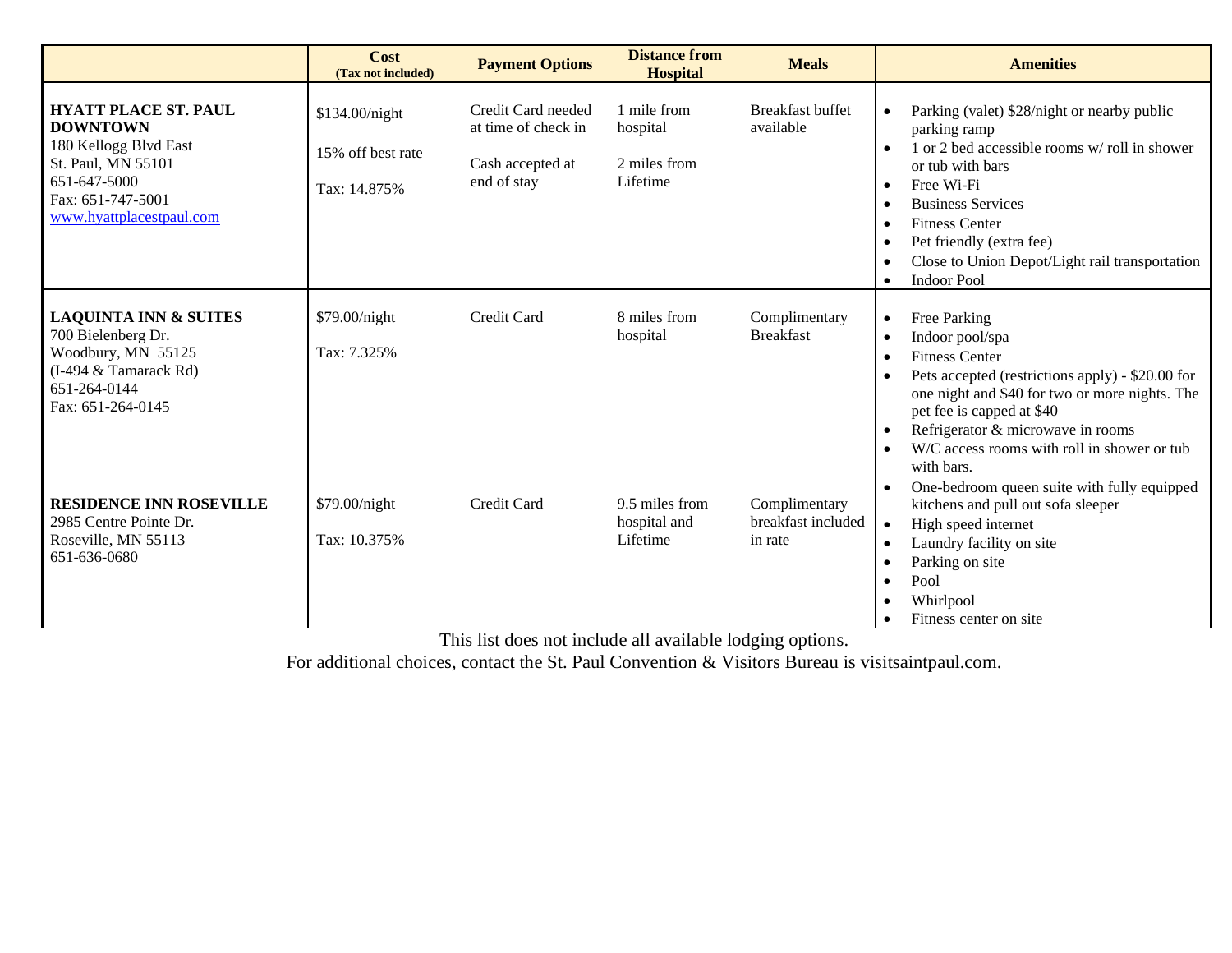| | Cost (Tax not included) | Payment Options | Distance from Hospital | Meals | Amenities |
|---|---|---|---|---|---|
| **HYATT PLACE ST. PAUL DOWNTOWN**<br>180 Kellogg Blvd East<br>St. Paul, MN 55101<br>651-647-5000<br>Fax: 651-747-5001<br>[www.hyattplacestpaul.com](http://www.hyattplacestpaul.com) | $134.00/night<br><br>15% off best rate<br><br>Tax: 14.875% | Credit Card needed at time of check in<br><br>Cash accepted at end of stay | 1 mile from hospital<br><br>2 miles from Lifetime | Breakfast buffet available | • Parking (valet) $28/night or nearby public parking ramp<br>• 1 or 2 bed accessible rooms w/ roll in shower or tub with bars<br>• Free Wi-Fi<br>• Business Services<br>• Fitness Center<br>• Pet friendly (extra fee)<br>• Close to Union Depot/Light rail transportation<br>• Indoor Pool |
| **LAQUINTA INN & SUITES**<br>700 Bielenberg Dr.<br>Woodbury, MN 55125<br>(I-494 & Tamarack Rd)<br>651-264-0144<br>Fax: 651-264-0145 | $79.00/night<br><br>Tax: 7.325% | Credit Card | 8 miles from hospital | Complimentary Breakfast | • Free Parking<br>• Indoor pool/spa<br>• Fitness Center<br>• Pets accepted (restrictions apply) - $20.00 for one night and $40 for two or more nights. The pet fee is capped at $40<br>• Refrigerator & microwave in rooms<br>• W/C access rooms with roll in shower or tub with bars. |
| **RESIDENCE INN ROSEVILLE**<br>2985 Centre Pointe Dr.<br>Roseville, MN 55113<br>651-636-0680 | $79.00/night<br><br>Tax: 10.375% | Credit Card | 9.5 miles from hospital and Lifetime | Complimentary breakfast included in rate | • One-bedroom queen suite with fully equipped kitchens and pull out sofa sleeper<br>• High speed internet<br>• Laundry facility on site<br>• Parking on site<br>• Pool<br>• Whirlpool<br>• Fitness center on site |

This list does not include all available lodging options.

For additional choices, contact the St. Paul Convention & Visitors Bureau is visitsaintpaul.com.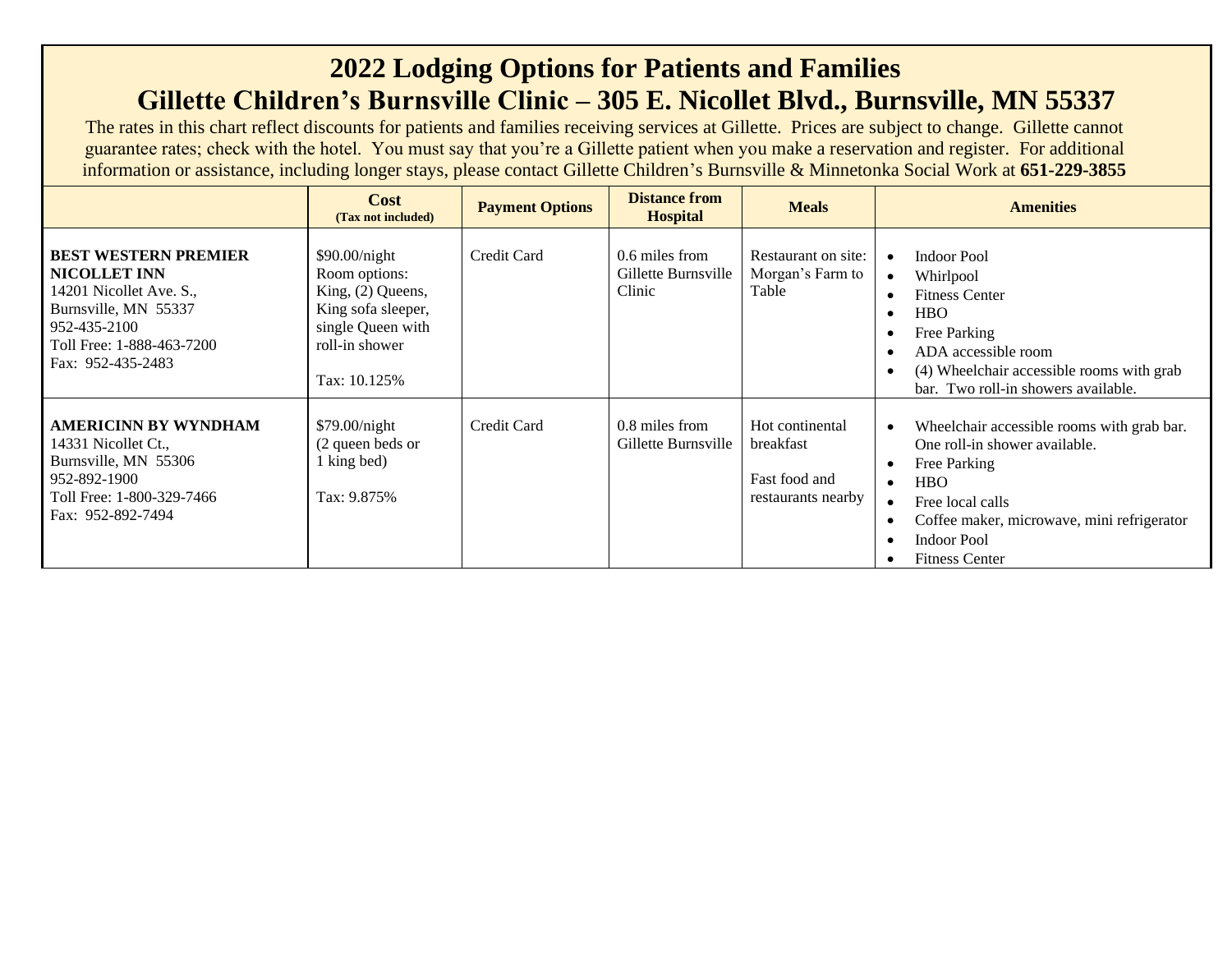# 2022 Lodging Options for Patients and Families

## Gillette Children's Burnsville Clinic – 305 E. Nicollet Blvd., Burnsville, MN 55337

The rates in this chart reflect discounts for patients and families receiving services at Gillette. Prices are subject to change. Gillette cannot guarantee rates; check with the hotel. You must say that you're a Gillette patient when you make a reservation and register. For additional information or assistance, including longer stays, please contact Gillette Children's Burnsville & Minnetonka Social Work at **651-229-3855**

| | **Cost** (Tax not included) | **Payment Options** | **Distance from Hospital** | **Meals** | **Amenities** |
|---|---|---|---|---|---|
| **BEST WESTERN PREMIER NICOLLET INN**<br>14201 Nicollet Ave. S.,<br>Burnsville, MN 55337<br>952-435-2100<br>Toll Free: 1-888-463-7200<br>Fax: 952-435-2483 | $90.00/night<br>Room options: King, (2) Queens, King sofa sleeper, single Queen with roll-in shower<br><br>Tax: 10.125% | Credit Card | 0.6 miles from Gillette Burnsville Clinic | Restaurant on site: Morgan's Farm to Table | • Indoor Pool<br>• Whirlpool<br>• Fitness Center<br>• HBO<br>• Free Parking<br>• ADA accessible room<br>• (4) Wheelchair accessible rooms with grab bar. Two roll-in showers available. |
| **AMERICINN BY WYNDHAM**<br>14331 Nicollet Ct.,<br>Burnsville, MN 55306<br>952-892-1900<br>Toll Free: 1-800-329-7466<br>Fax: 952-892-7494 | $79.00/night<br>(2 queen beds or 1 king bed)<br><br>Tax: 9.875% | Credit Card | 0.8 miles from Gillette Burnsville | Hot continental breakfast<br><br>Fast food and restaurants nearby | • Wheelchair accessible rooms with grab bar. One roll-in shower available.<br>• Free Parking<br>• HBO<br>• Free local calls<br>• Coffee maker, microwave, mini refrigerator<br>• Indoor Pool<br>• Fitness Center |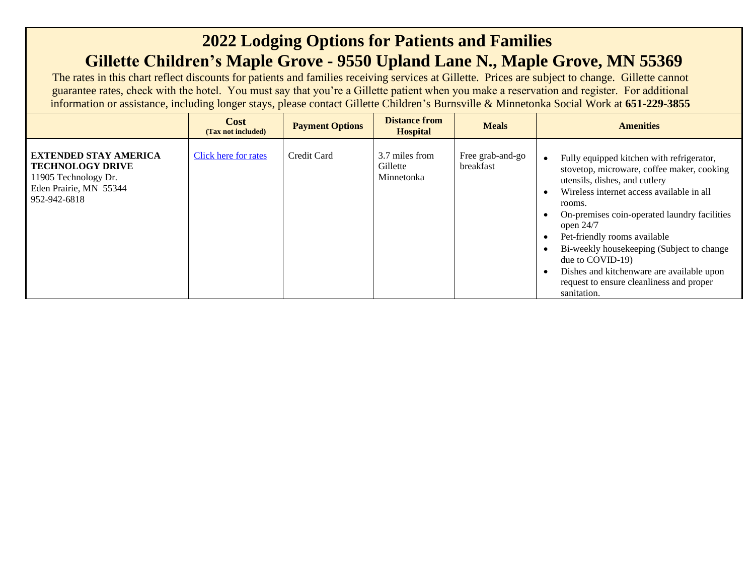# 2022 Lodging Options for Patients and Families

## Gillette Children's Maple Grove - 9550 Upland Lane N., Maple Grove, MN 55369

The rates in this chart reflect discounts for patients and families receiving services at Gillette. Prices are subject to change. Gillette cannot guarantee rates, check with the hotel. You must say that you're a Gillette patient when you make a reservation and register. For additional information or assistance, including longer stays, please contact Gillette Children's Burnsville & Minnetonka Social Work at **651-229-3855**

| | Cost (Tax not included) | Payment Options | Distance from Hospital | Meals | Amenities |
|---|---|---|---|---|---|
| **EXTENDED STAY AMERICA TECHNOLOGY DRIVE**<br>11905 Technology Dr.<br>Eden Prairie, MN 55344<br>952-942-6818 | Click here for rates | Credit Card | 3.7 miles from Gillette Minnetonka | Free grab-and-go breakfast | • Fully equipped kitchen with refrigerator, stovetop, microware, coffee maker, cooking utensils, dishes, and cutlery<br>• Wireless internet access available in all rooms.<br>• On-premises coin-operated laundry facilities open 24/7<br>• Pet-friendly rooms available<br>• Bi-weekly housekeeping (Subject to change due to COVID-19)<br>• Dishes and kitchenware are available upon request to ensure cleanliness and proper sanitation. |